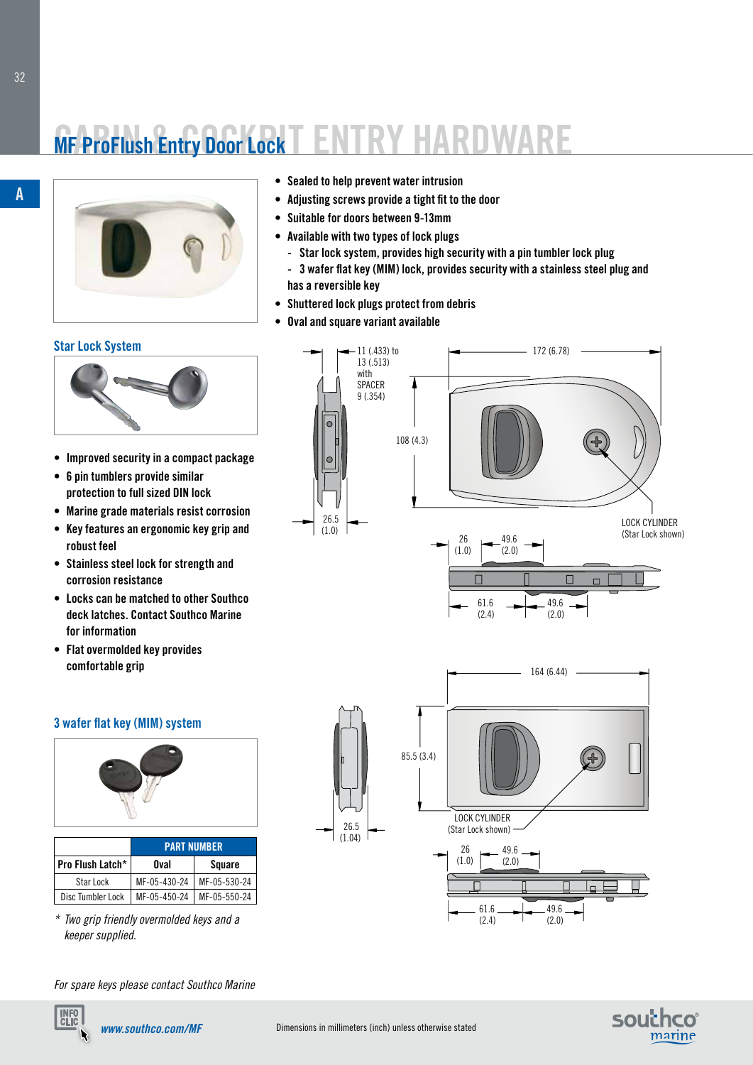# MF ProFlush Entry Door Lock

- Sealed to help prevent water intrusion
- Adjusting screws provide a tight fit to the door
- Suitable for doors between 9-13mm
- Available with two types of lock plugs
  - Star lock system, provides high security with a pin tumbler lock plug
  - 3 wafer flat key (MIM) lock, provides security with a stainless steel plug and has a reversible key
- Shuttered lock plugs protect from debris
- Oval and square variant available

## Star Lock System

- Improved security in a compact package
- 6 pin tumblers provide similar protection to full sized DIN lock
- Marine grade materials resist corrosion
- Key features an ergonomic key grip and robust feel
- Stainless steel lock for strength and corrosion resistance
- Locks can be matched to other Southco deck latches. Contact Southco Marine for information
- Flat overmolded key provides comfortable grip

## 3 wafer flat key (MIM) system

| | PART NUMBER | |
|---|---|---|
| Pro Flush Latch* | Oval | Square |
| Star Lock | MF-05-430-24 | MF-05-530-24 |
| Disc Tumbler Lock | MF-05-450-24 | MF-05-550-24 |

*\* Two grip friendly overmolded keys and a keeper supplied.*

11 (.433) to 13 (.513) with SPACER 9 (.354)

172 (6.78)

108 (4.3)

26.5 (1.0)

LOCK CYLINDER (Star Lock shown)

26 (1.0) 49.6 (2.0)

61.6 (2.4) 49.6 (2.0)

164 (6.44)

85.5 (3.4)

26.5 (1.04)

LOCK CYLINDER (Star Lock shown)

26 (1.0) 49.6 (2.0)

61.6 (2.4) 49.6 (2.0)

*For spare keys please contact Southco Marine*

*www.southco.com/MF*

Dimensions in millimeters (inch) unless otherwise stated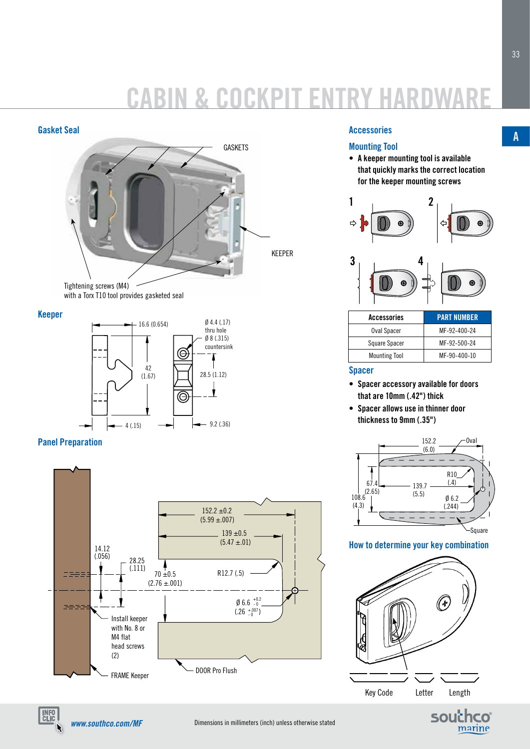# CABIN & COCKPIT ENTRY HARDWARE

## Gasket Seal

GASKETS

KEEPER

Tightening screws (M4) with a Torx T10 tool provides gasketed seal

## Keeper

16.6 (0.654)

Ø 4.4 (.17) thru hole

Ø 8 (.315) countersink

42 (1.67)

28.5 (1.12)

4 (.15)

9.2 (.36)

## Panel Preparation

152.2 ±0.2 (5.99 ±.007)

139 ±0.5 (5.47 ±.01)

14.12 (.056)

28.25 (.111)

70 ±0.5 (2.76 ±.001)

R12.7 (.5)

Ø 6.6 $^{+0.2}_{-0}$ (.26 $^{+.007}_{-0}$)

Install keeper with No. 8 or M4 flat head screws (2)

FRAME Keeper

DOOR Pro Flush

## Accessories

### Mounting Tool

- A keeper mounting tool is available that quickly marks the correct location for the keeper mounting screws

1 2 3 4

| Accessories | PART NUMBER |
|---|---|
| Oval Spacer | MF-92-400-24 |
| Square Spacer | MF-92-500-24 |
| Mounting Tool | MF-90-400-10 |

### Spacer

- Spacer accessory available for doors that are 10mm (.42") thick
- Spacer allows use in thinner door thickness to 9mm (.35")

152.2 (6.0)

Oval

R10 (.4)

67.4 (2.65)

139.7 (5.5)

108.6 (4.3)

Ø 6.2 (.244)

Square

### How to determine your key combination

Key Code Letter Length

www.southco.com/MF

Dimensions in millimeters (inch) unless otherwise stated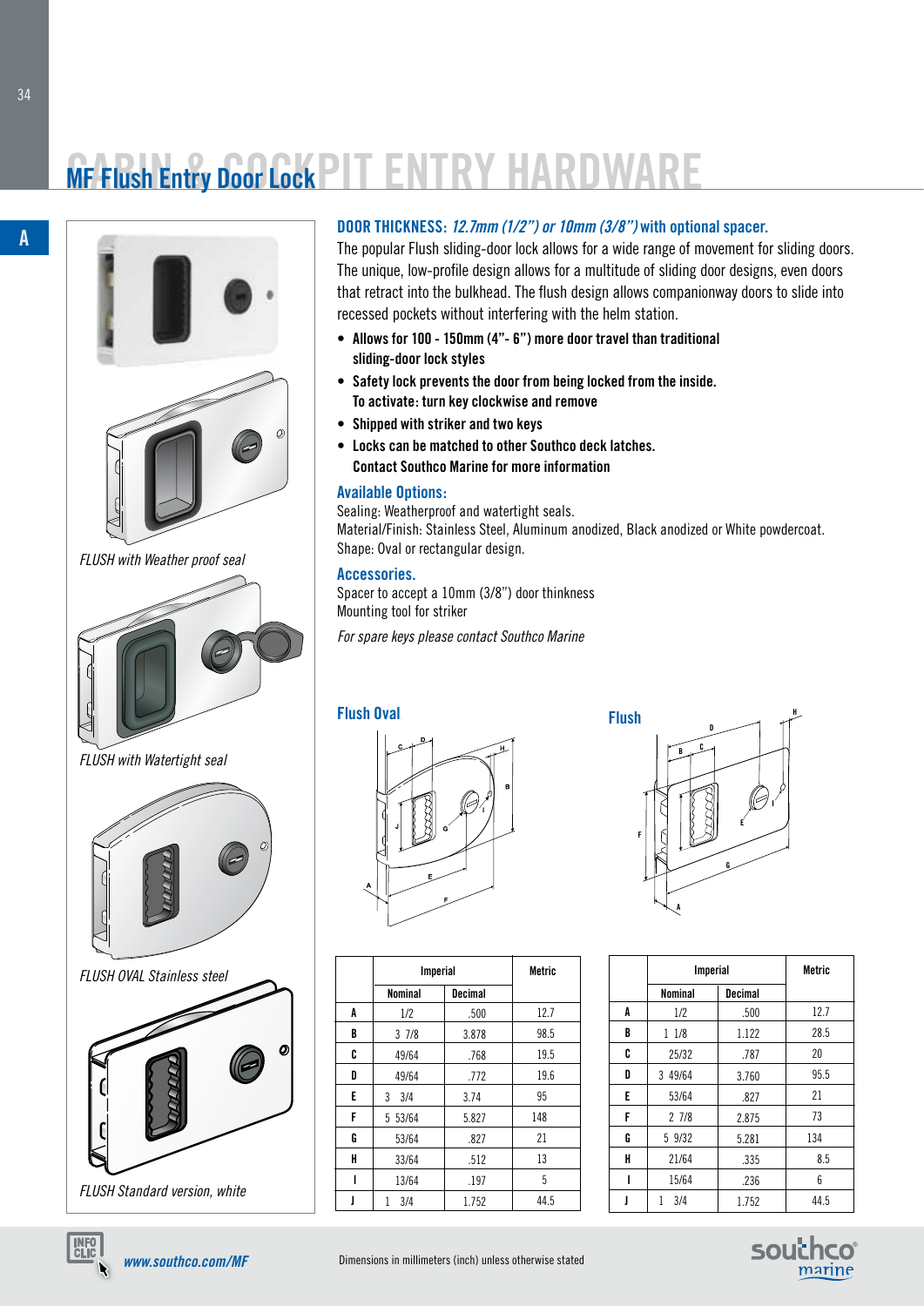# MF Flush Entry Door Lock

FLUSH with Weather proof seal

FLUSH with Watertight seal

FLUSH OVAL Stainless steel

FLUSH Standard version, white

## DOOR THICKNESS: *12.7mm (1/2") or 10mm (3/8")* with optional spacer.

The popular Flush sliding-door lock allows for a wide range of movement for sliding doors. The unique, low-profile design allows for a multitude of sliding door designs, even doors that retract into the bulkhead. The flush design allows companionway doors to slide into recessed pockets without interfering with the helm station.

- **Allows for 100 - 150mm (4"- 6") more door travel than traditional sliding-door lock styles**
- **Safety lock prevents the door from being locked from the inside. To activate: turn key clockwise and remove**
- **Shipped with striker and two keys**
- **Locks can be matched to other Southco deck latches. Contact Southco Marine for more information**

### Available Options:

Sealing: Weatherproof and watertight seals.
Material/Finish: Stainless Steel, Aluminum anodized, Black anodized or White powdercoat.
Shape: Oval or rectangular design.

### Accessories.

Spacer to accept a 10mm (3/8") door thinkness
Mounting tool for striker

*For spare keys please contact Southco Marine*

### Flush Oval

| | Imperial | | Metric |
|---|---|---|---|
| | Nominal | Decimal | |
| A | 1/2 | .500 | 12.7 |
| B | 3 7/8 | 3.878 | 98.5 |
| C | 49/64 | .768 | 19.5 |
| D | 49/64 | .772 | 19.6 |
| E | 3 3/4 | 3.74 | 95 |
| F | 5 53/64 | 5.827 | 148 |
| G | 53/64 | .827 | 21 |
| H | 33/64 | .512 | 13 |
| I | 13/64 | .197 | 5 |
| J | 1 3/4 | 1.752 | 44.5 |

### Flush

| | Imperial | | Metric |
|---|---|---|---|
| | Nominal | Decimal | |
| A | 1/2 | .500 | 12.7 |
| B | 1 1/8 | 1.122 | 28.5 |
| C | 25/32 | .787 | 20 |
| D | 3 49/64 | 3.760 | 95.5 |
| E | 53/64 | .827 | 21 |
| F | 2 7/8 | 2.875 | 73 |
| G | 5 9/32 | 5.281 | 134 |
| H | 21/64 | .335 | 8.5 |
| I | 15/64 | .236 | 6 |
| J | 1 3/4 | 1.752 | 44.5 |

*www.southco.com/MF*

Dimensions in millimeters (inch) unless otherwise stated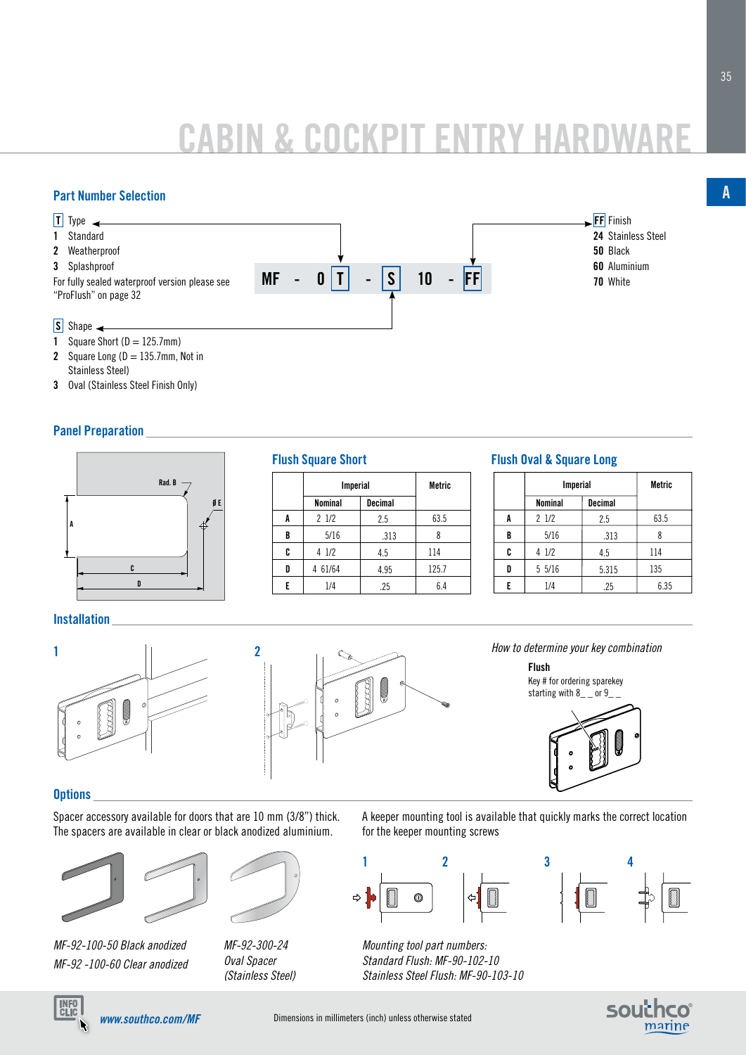# CABIN & COCKPIT ENTRY HARDWARE

## Part Number Selection

MF - 0 T - S 10 - FF

**T** Type
1 Standard
2 Weatherproof
3 Splashproof
For fully sealed waterproof version please see "ProFlush" on page 32

**S** Shape
1 Square Short (D = 125.7mm)
2 Square Long (D = 135.7mm, Not in Stainless Steel)
3 Oval (Stainless Steel Finish Only)

**FF** Finish
24 Stainless Steel
50 Black
60 Aluminium
70 White

## Panel Preparation

Rad. B
Ø E
A
C
D

### Flush Square Short

| | Imperial | | Metric |
|---|---|---|---|
| | Nominal | Decimal | |
| A | 2 1/2 | 2.5 | 63.5 |
| B | 5/16 | .313 | 8 |
| C | 4 1/2 | 4.5 | 114 |
| D | 4 61/64 | 4.95 | 125.7 |
| E | 1/4 | .25 | 6.4 |

### Flush Oval & Square Long

| | Imperial | | Metric |
|---|---|---|---|
| | Nominal | Decimal | |
| A | 2 1/2 | 2.5 | 63.5 |
| B | 5/16 | .313 | 8 |
| C | 4 1/2 | 4.5 | 114 |
| D | 5 5/16 | 5.315 | 135 |
| E | 1/4 | .25 | 6.35 |

## Installation

1

2

*How to determine your key combination*

**Flush**
Key # for ordering sparekey starting with 8_ _ or 9_ _

## Options

Spacer accessory available for doors that are 10 mm (3/8") thick. The spacers are available in clear or black anodized aluminium.

*MF-92-100-50 Black anodized*
*MF-92 -100-60 Clear anodized*

*MF-92-300-24*
*Oval Spacer*
*(Stainless Steel)*

A keeper mounting tool is available that quickly marks the correct location for the keeper mounting screws

1 2 3 4

*Mounting tool part numbers:*
*Standard Flush: MF-90-102-10*
*Stainless Steel Flush: MF-90-103-10*

*www.southco.com/MF*

Dimensions in millimeters (inch) unless otherwise stated